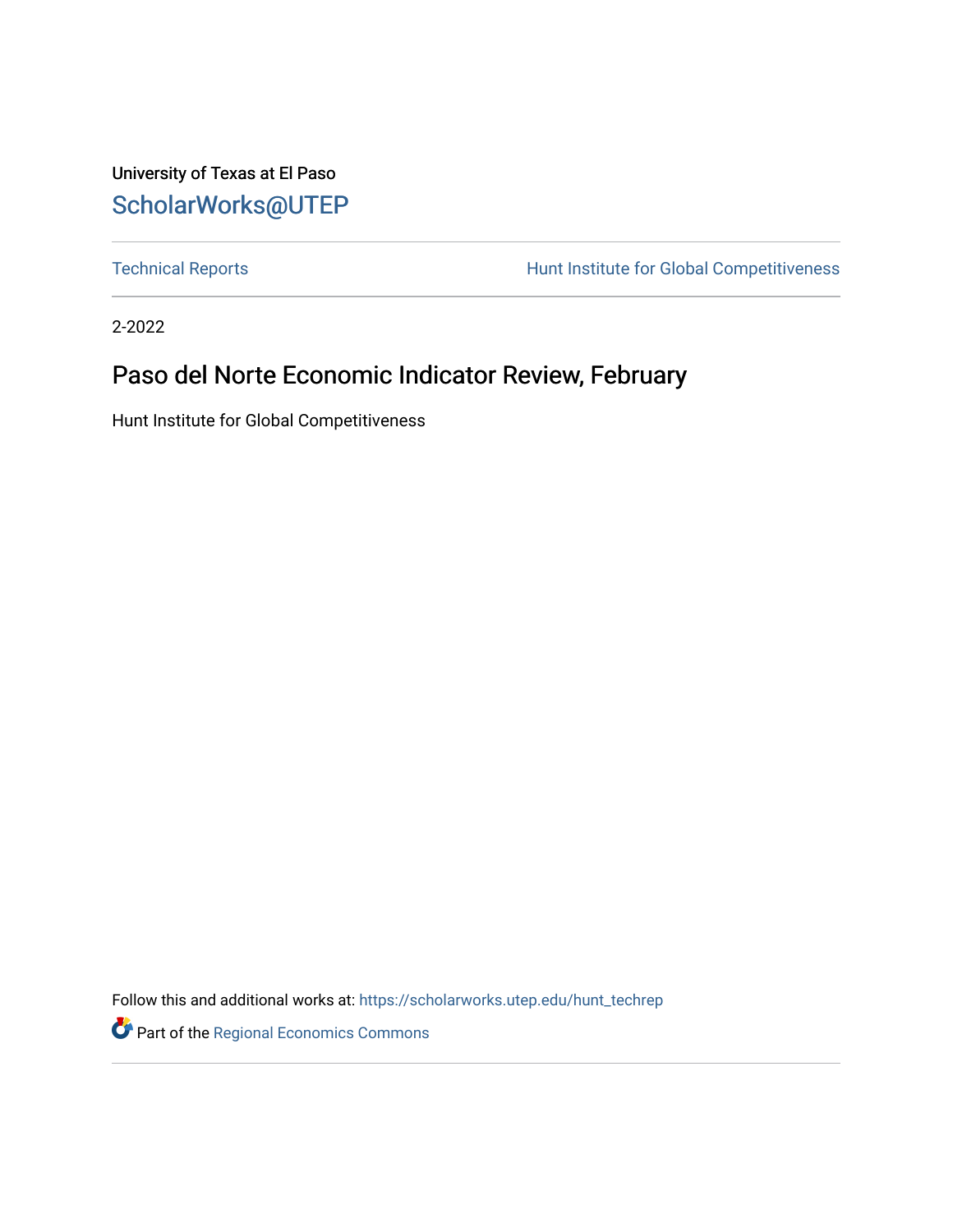University of Texas at El Paso

ScholarWorks@UTEP

Technical Reports | Hunt Institute for Global Competitiveness

2-2022

# Paso del Norte Economic Indicator Review, February

Hunt Institute for Global Competitiveness

Follow this and additional works at: https://scholarworks.utep.edu/hunt_techrep

Part of the Regional Economics Commons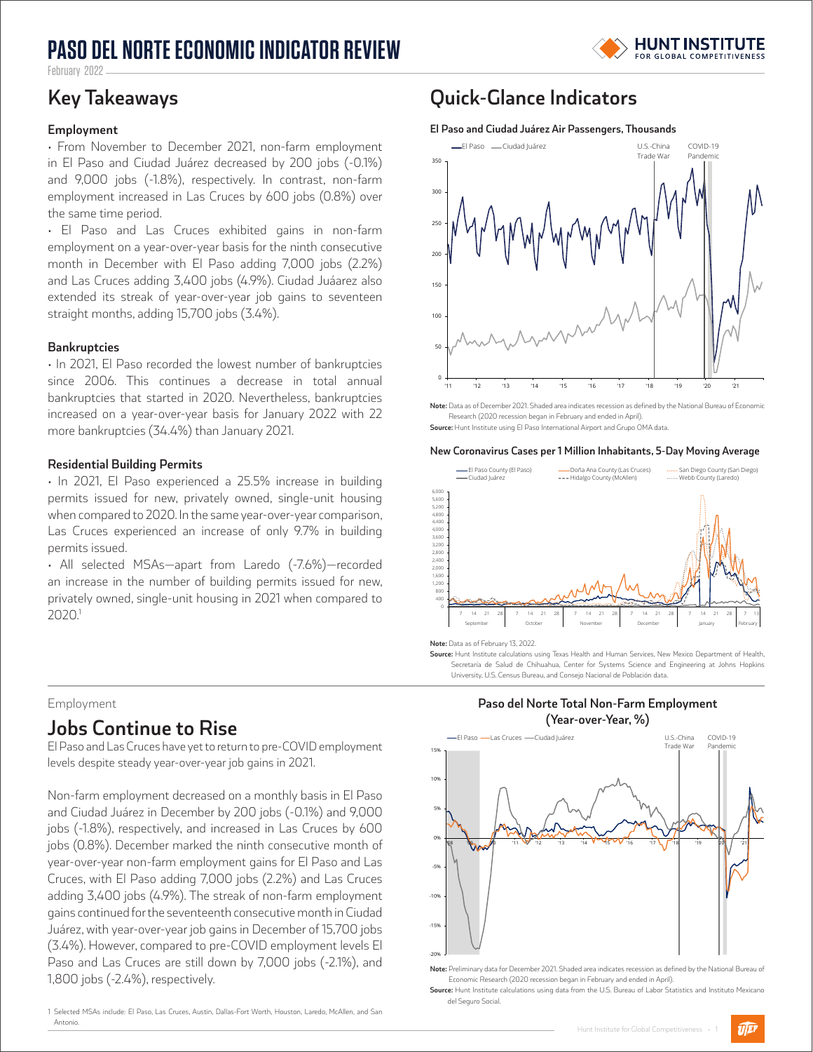# PASO DEL NORTE ECONOMIC INDICATOR REVIEW

February 2022

## Key Takeaways

### Employment

- From November to December 2021, non-farm employment in El Paso and Ciudad Juárez decreased by 200 jobs (-0.1%) and 9,000 jobs (-1.8%), respectively. In contrast, non-farm employment increased in Las Cruces by 600 jobs (0.8%) over the same time period.
- El Paso and Las Cruces exhibited gains in non-farm employment on a year-over-year basis for the ninth consecutive month in December with El Paso adding 7,000 jobs (2.2%) and Las Cruces adding 3,400 jobs (4.9%). Ciudad Juáarez also extended its streak of year-over-year job gains to seventeen straight months, adding 15,700 jobs (3.4%).

### Bankruptcies

- In 2021, El Paso recorded the lowest number of bankruptcies since 2006. This continues a decrease in total annual bankruptcies that started in 2020. Nevertheless, bankruptcies increased on a year-over-year basis for January 2022 with 22 more bankruptcies (34.4%) than January 2021.

### Residential Building Permits

- In 2021, El Paso experienced a 25.5% increase in building permits issued for new, privately owned, single-unit housing when compared to 2020. In the same year-over-year comparison, Las Cruces experienced an increase of only 9.7% in building permits issued.
- All selected MSAs—apart from Laredo (-7.6%)—recorded an increase in the number of building permits issued for new, privately owned, single-unit housing in 2021 when compared to 2020.[1]

## Quick-Glance Indicators

### El Paso and Ciudad Juárez Air Passengers, Thousands

**Note:** Data as of December 2021. Shaded area indicates recession as defined by the National Bureau of Economic Research (2020 recession began in February and ended in April).

**Source:** Hunt Institute using El Paso International Airport and Grupo OMA data.

### New Coronavirus Cases per 1 Million Inhabitants, 5-Day Moving Average

**Note:** Data as of February 13, 2022.

**Source:** Hunt Institute calculations using Texas Health and Human Services, New Mexico Department of Health, Secretaría de Salud de Chihuahua, Center for Systems Science and Engineering at Johns Hopkins University, U.S. Census Bureau, and Consejo Nacional de Población data.

Employment

# Jobs Continue to Rise

El Paso and Las Cruces have yet to return to pre-COVID employment levels despite steady year-over-year job gains in 2021.

Non-farm employment decreased on a monthly basis in El Paso and Ciudad Juárez in December by 200 jobs (-0.1%) and 9,000 jobs (-1.8%), respectively, and increased in Las Cruces by 600 jobs (0.8%). December marked the ninth consecutive month of year-over-year non-farm employment gains for El Paso and Las Cruces, with El Paso adding 7,000 jobs (2.2%) and Las Cruces adding 3,400 jobs (4.9%). The streak of non-farm employment gains continued for the seventeenth consecutive month in Ciudad Juárez, with year-over-year job gains in December of 15,700 jobs (3.4%). However, compared to pre-COVID employment levels El Paso and Las Cruces are still down by 7,000 jobs (-2.1%), and 1,800 jobs (-2.4%), respectively.

### Paso del Norte Total Non-Farm Employment (Year-over-Year, %)

**Note:** Preliminary data for December 2021. Shaded area indicates recession as defined by the National Bureau of Economic Research (2020 recession began in February and ended in April).

**Source:** Hunt Institute calculations using data from the U.S. Bureau of Labor Statistics and Instituto Mexicano del Seguro Social.

1 Selected MSAs include: El Paso, Las Cruces, Austin, Dallas-Fort Worth, Houston, Laredo, McAllen, and San Antonio.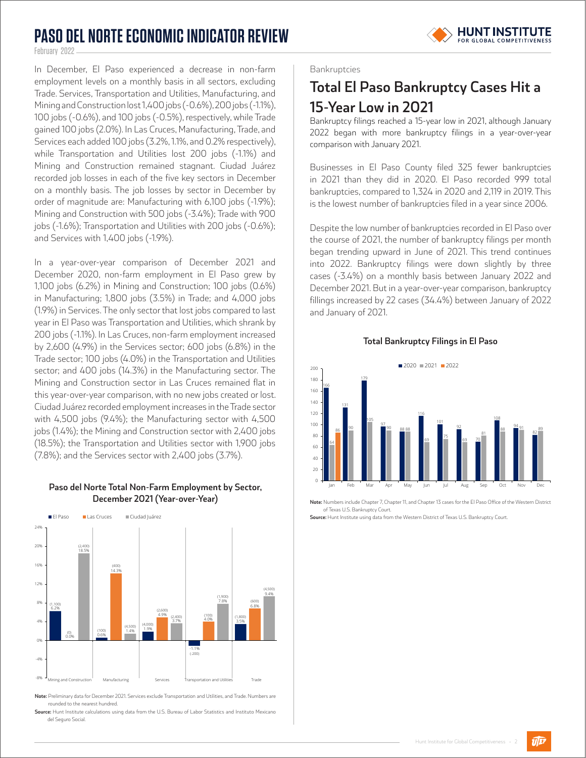In December, El Paso experienced a decrease in non-farm employment levels on a monthly basis in all sectors, excluding Trade. Services, Transportation and Utilities, Manufacturing, and Mining and Construction lost 1,400 jobs (-0.6%), 200 jobs (-1.1%), 100 jobs (-0.6%), and 100 jobs (-0.5%), respectively, while Trade gained 100 jobs (2.0%). In Las Cruces, Manufacturing, Trade, and Services each added 100 jobs (3.2%, 1.1%, and 0.2% respectively), while Transportation and Utilities lost 200 jobs (-1.1%) and Mining and Construction remained stagnant. Ciudad Juárez recorded job losses in each of the five key sectors in December on a monthly basis. The job losses by sector in December by order of magnitude are: Manufacturing with 6,100 jobs (-1.9%); Mining and Construction with 500 jobs (-3.4%); Trade with 900 jobs (-1.6%); Transportation and Utilities with 200 jobs (-0.6%); and Services with 1,400 jobs (-1.9%).

In a year-over-year comparison of December 2021 and December 2020, non-farm employment in El Paso grew by 1,100 jobs (6.2%) in Mining and Construction; 100 jobs (0.6%) in Manufacturing; 1,800 jobs (3.5%) in Trade; and 4,000 jobs (1.9%) in Services. The only sector that lost jobs compared to last year in El Paso was Transportation and Utilities, which shrank by 200 jobs (-1.1%). In Las Cruces, non-farm employment increased by 2,600 (4.9%) in the Services sector; 600 jobs (6.8%) in the Trade sector; 100 jobs (4.0%) in the Transportation and Utilities sector; and 400 jobs (14.3%) in the Manufacturing sector. The Mining and Construction sector in Las Cruces remained flat in this year-over-year comparison, with no new jobs created or lost. Ciudad Juárez recorded employment increases in the Trade sector with 4,500 jobs (9.4%); the Manufacturing sector with 4,500 jobs (1.4%); the Mining and Construction sector with 2,400 jobs (18.5%); the Transportation and Utilities sector with 1,900 jobs (7.8%); and the Services sector with 2,400 jobs (3.7%).

**Paso del Norte Total Non-Farm Employment by Sector, December 2021 (Year-over-Year)**

| Sector | El Paso | Las Cruces | Ciudad Juárez |
|---|---|---|---|
| Mining and Construction | 6.2% (1,100) | 0.0% (0) | 18.5% (2,400) |
| Manufacturing | 0.6% (100) | 14.3% (400) | 1.4% (4,500) |
| Services | 1.9% (4,000) | 4.9% (2,600) | 3.7% (2,400) |
| Transportation and Utilities | -1.1% (-200) | 4.0% (100) | 7.8% (1,900) |
| Trade | 3.5% (1,800) | 6.8% (600) | 9.4% (4,500) |

**Note:** Preliminary data for December 2021. Services exclude Transportation and Utilities, and Trade. Numbers are rounded to the nearest hundred.

**Source:** Hunt Institute calculations using data from the U.S. Bureau of Labor Statistics and Instituto Mexicano del Seguro Social.

Bankruptcies

## Total El Paso Bankruptcy Cases Hit a 15-Year Low in 2021

Bankruptcy filings reached a 15-year low in 2021, although January 2022 began with more bankruptcy filings in a year-over-year comparison with January 2021.

Businesses in El Paso County filed 325 fewer bankruptcies in 2021 than they did in 2020. El Paso recorded 999 total bankruptcies, compared to 1,324 in 2020 and 2,119 in 2019. This is the lowest number of bankruptcies filed in a year since 2006.

Despite the low number of bankruptcies recorded in El Paso over the course of 2021, the number of bankruptcy filings per month began trending upward in June of 2021. This trend continues into 2022. Bankruptcy filings were down slightly by three cases (-3.4%) on a monthly basis between January 2022 and December 2021. But in a year-over-year comparison, bankruptcy fillings increased by 22 cases (34.4%) between January of 2022 and January of 2021.

**Total Bankruptcy Filings in El Paso**

| Month | 2020 | 2021 | 2022 |
|---|---|---|---|
| Jan | 166 | 64 | 86 |
| Feb | 131 | 90 | |
| Mar | 179 | 105 | |
| Apr | 97 | 90 | |
| May | 88 | 88 | |
| Jun | 116 | 69 | |
| Jul | 101 | 75 | |
| Aug | 92 | 69 | |
| Sep | 70 | 81 | |
| Oct | 108 | 88 | |
| Nov | 94 | 91 | |
| Dec | 82 | 89 | |

**Note:** Numbers include Chapter 7, Chapter 11, and Chapter 13 cases for the El Paso Office of the Western District of Texas U.S. Bankruptcy Court.

**Source:** Hunt Institute using data from the Western District of Texas U.S. Bankruptcy Court.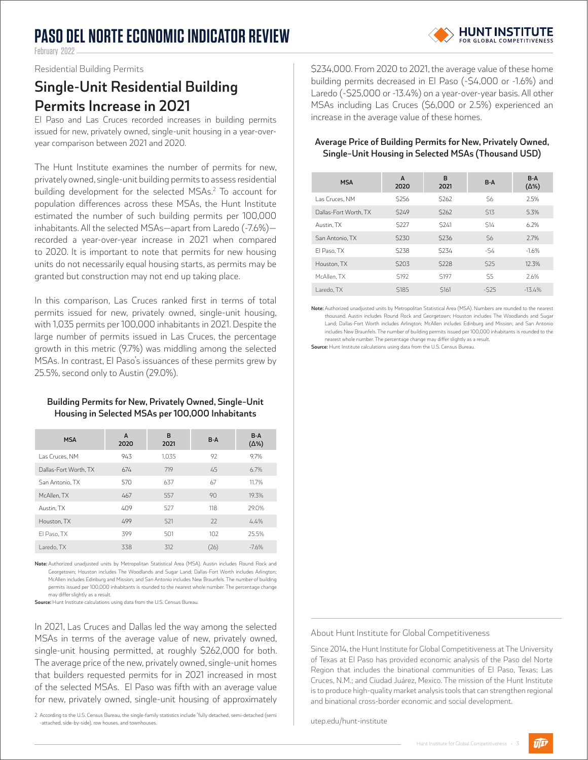Residential Building Permits

# Single-Unit Residential Building Permits Increase in 2021

El Paso and Las Cruces recorded increases in building permits issued for new, privately owned, single-unit housing in a year-over-year comparison between 2021 and 2020.

The Hunt Institute examines the number of permits for new, privately owned, single-unit building permits to assess residential building development for the selected MSAs.[2] To account for population differences across these MSAs, the Hunt Institute estimated the number of such building permits per 100,000 inhabitants. All the selected MSAs—apart from Laredo (-7.6%)—recorded a year-over-year increase in 2021 when compared to 2020. It is important to note that permits for new housing units do not necessarily equal housing starts, as permits may be granted but construction may not end up taking place.

In this comparison, Las Cruces ranked first in terms of total permits issued for new, privately owned, single-unit housing, with 1,035 permits per 100,000 inhabitants in 2021. Despite the large number of permits issued in Las Cruces, the percentage growth in this metric (9.7%) was middling among the selected MSAs. In contrast, El Paso's issuances of these permits grew by 25.5%, second only to Austin (29.0%).

**Building Permits for New, Privately Owned, Single-Unit Housing in Selected MSAs per 100,000 Inhabitants**

| MSA | A 2020 | B 2021 | B-A | B-A (Δ%) |
|---|---|---|---|---|
| Las Cruces, NM | 943 | 1,035 | 92 | 9.7% |
| Dallas-Fort Worth, TX | 674 | 719 | 45 | 6.7% |
| San Antonio, TX | 570 | 637 | 67 | 11.7% |
| McAllen, TX | 467 | 557 | 90 | 19.3% |
| Austin, TX | 409 | 527 | 118 | 29.0% |
| Houston, TX | 499 | 521 | 22 | 4.4% |
| El Paso, TX | 399 | 501 | 102 | 25.5% |
| Laredo, TX | 338 | 312 | (26) | -7.6% |

**Note:** Authorized unadjusted units by Metropolitan Statistical Area (MSA). Austin includes Round Rock and Georgetown; Houston includes The Woodlands and Sugar Land; Dallas-Fort Worth includes Arlington; McAllen includes Edinburg and Mission; and San Antonio includes New Braunfels. The number of building permits issued per 100,000 inhabitants is rounded to the nearest whole number. The percentage change may differ slightly as a result.

**Source:** Hunt Institute calculations using data from the U.S. Census Bureau.

In 2021, Las Cruces and Dallas led the way among the selected MSAs in terms of the average value of new, privately owned, single-unit housing permitted, at roughly $262,000 for both. The average price of the new, privately owned, single-unit homes that builders requested permits for in 2021 increased in most of the selected MSAs. El Paso was fifth with an average value for new, privately owned, single-unit housing of approximately $234,000. From 2020 to 2021, the average value of these home building permits decreased in El Paso (-$4,000 or -1.6%) and Laredo (-$25,000 or -13.4%) on a year-over-year basis. All other MSAs including Las Cruces ($6,000 or 2.5%) experienced an increase in the average value of these homes.

**Average Price of Building Permits for New, Privately Owned, Single-Unit Housing in Selected MSAs (Thousand USD)**

| MSA | A 2020 | B 2021 | B-A | B-A (Δ%) |
|---|---|---|---|---|
| Las Cruces, NM | $256 | $262 | $6 | 2.5% |
| Dallas-Fort Worth, TX | $249 | $262 | $13 | 5.3% |
| Austin, TX | $227 | $241 | $14 | 6.2% |
| San Antonio, TX | $230 | $236 | $6 | 2.7% |
| El Paso, TX | $238 | $234 | -$4 | -1.6% |
| Houston, TX | $203 | $228 | $25 | 12.3% |
| McAllen, TX | $192 | $197 | $5 | 2.6% |
| Laredo, TX | $185 | $161 | -$25 | -13.4% |

**Note:** Authorized unadjusted units by Metropolitan Statistical Area (MSA). Numbers are rounded to the nearest thousand. Austin includes Round Rock and Georgetown; Houston includes The Woodlands and Sugar Land; Dallas-Fort Worth includes Arlington; McAllen includes Edinburg and Mission; and San Antonio includes New Braunfels. The number of building permits issued per 100,000 inhabitants is rounded to the nearest whole number. The percentage change may differ slightly as a result.

**Source:** Hunt Institute calculations using data from the U.S. Census Bureau.

2 According to the U.S. Census Bureau, the single-family statistics include "fully detached, semi-detached (semi-attached, side-by-side), row houses, and townhouses.

## About Hunt Institute for Global Competitiveness

Since 2014, the Hunt Institute for Global Competitiveness at The University of Texas at El Paso has provided economic analysis of the Paso del Norte Region that includes the binational communities of El Paso, Texas; Las Cruces, N.M.; and Ciudad Juárez, Mexico. The mission of the Hunt Institute is to produce high-quality market analysis tools that can strengthen regional and binational cross-border economic and social development.

utep.edu/hunt-institute